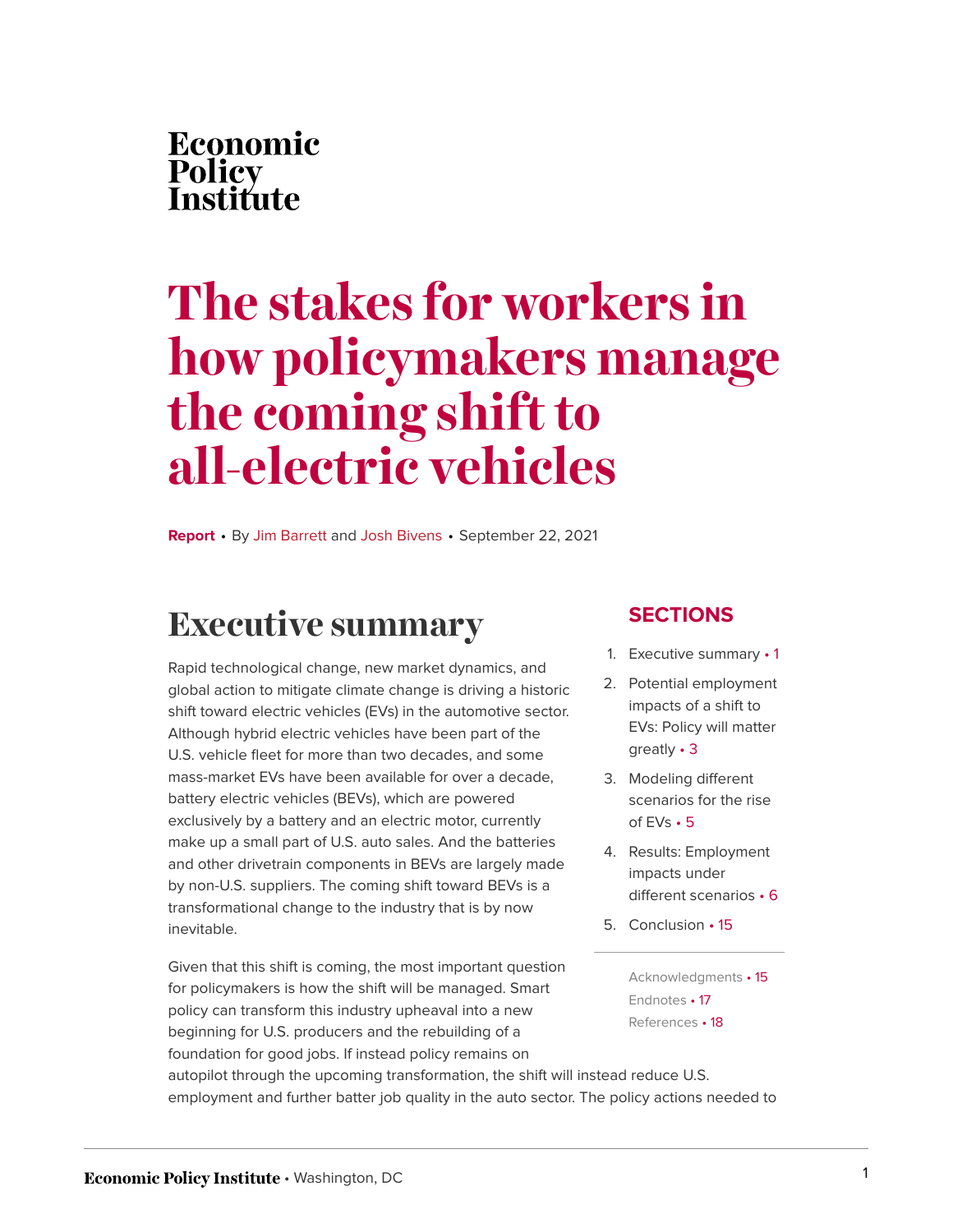Economic Policy Institute

# The stakes for workers in how policymakers manage the coming shift to all-electric vehicles

**Report** • By Jim Barrett and Josh Bivens • September 22, 2021

## SECTIONS

1. Executive summary • 1
2. Potential employment impacts of a shift to EVs: Policy will matter greatly • 3
3. Modeling different scenarios for the rise of EVs • 5
4. Results: Employment impacts under different scenarios • 6
5. Conclusion • 15

Acknowledgments • 15
Endnotes • 17
References • 18

## Executive summary

Rapid technological change, new market dynamics, and global action to mitigate climate change is driving a historic shift toward electric vehicles (EVs) in the automotive sector. Although hybrid electric vehicles have been part of the U.S. vehicle fleet for more than two decades, and some mass-market EVs have been available for over a decade, battery electric vehicles (BEVs), which are powered exclusively by a battery and an electric motor, currently make up a small part of U.S. auto sales. And the batteries and other drivetrain components in BEVs are largely made by non-U.S. suppliers. The coming shift toward BEVs is a transformational change to the industry that is by now inevitable.

Given that this shift is coming, the most important question for policymakers is how the shift will be managed. Smart policy can transform this industry upheaval into a new beginning for U.S. producers and the rebuilding of a foundation for good jobs. If instead policy remains on autopilot through the upcoming transformation, the shift will instead reduce U.S. employment and further batter job quality in the auto sector. The policy actions needed to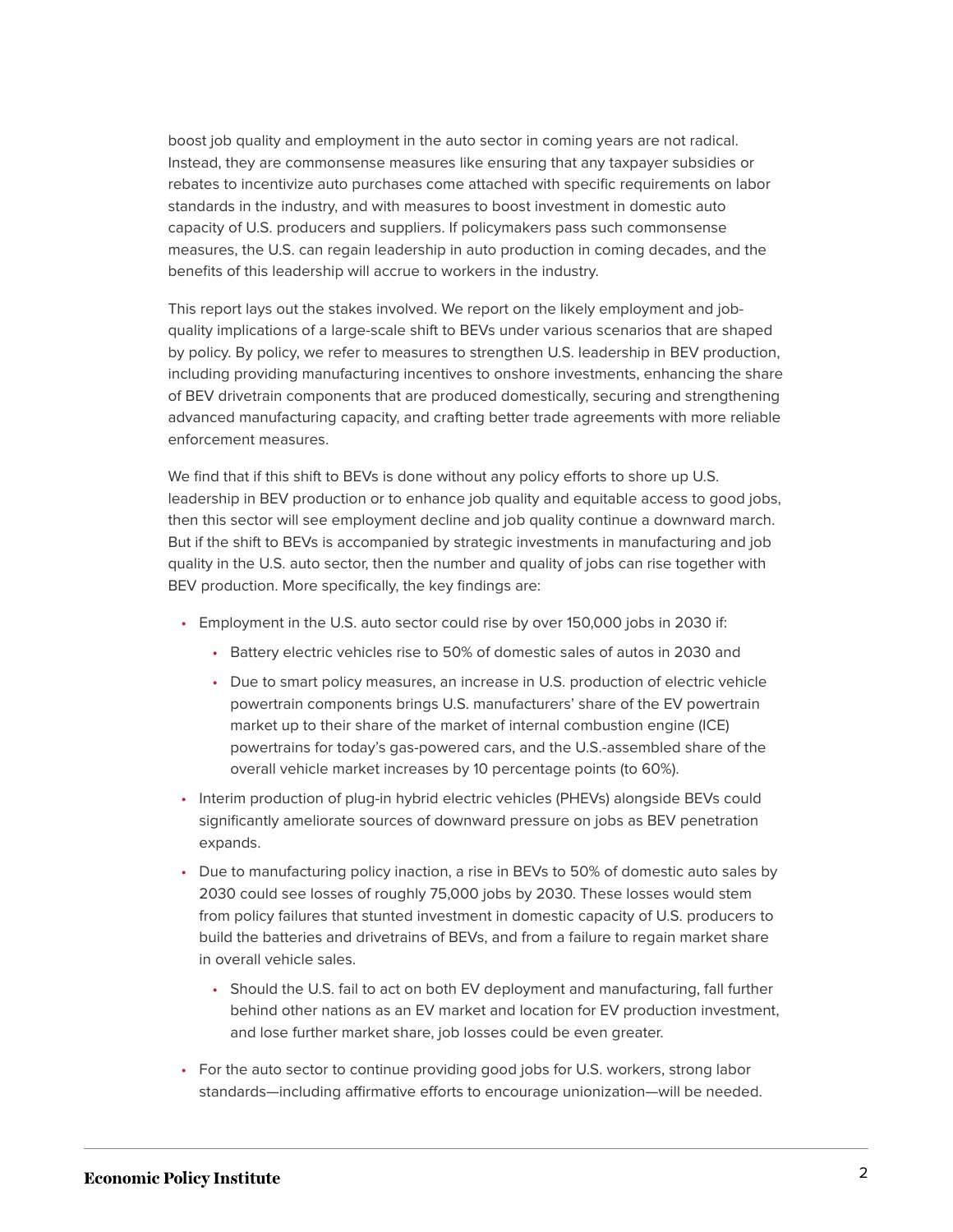boost job quality and employment in the auto sector in coming years are not radical. Instead, they are commonsense measures like ensuring that any taxpayer subsidies or rebates to incentivize auto purchases come attached with specific requirements on labor standards in the industry, and with measures to boost investment in domestic auto capacity of U.S. producers and suppliers. If policymakers pass such commonsense measures, the U.S. can regain leadership in auto production in coming decades, and the benefits of this leadership will accrue to workers in the industry.

This report lays out the stakes involved. We report on the likely employment and job-quality implications of a large-scale shift to BEVs under various scenarios that are shaped by policy. By policy, we refer to measures to strengthen U.S. leadership in BEV production, including providing manufacturing incentives to onshore investments, enhancing the share of BEV drivetrain components that are produced domestically, securing and strengthening advanced manufacturing capacity, and crafting better trade agreements with more reliable enforcement measures.

We find that if this shift to BEVs is done without any policy efforts to shore up U.S. leadership in BEV production or to enhance job quality and equitable access to good jobs, then this sector will see employment decline and job quality continue a downward march. But if the shift to BEVs is accompanied by strategic investments in manufacturing and job quality in the U.S. auto sector, then the number and quality of jobs can rise together with BEV production. More specifically, the key findings are:

- Employment in the U.S. auto sector could rise by over 150,000 jobs in 2030 if:
  - Battery electric vehicles rise to 50% of domestic sales of autos in 2030 and
  - Due to smart policy measures, an increase in U.S. production of electric vehicle powertrain components brings U.S. manufacturers' share of the EV powertrain market up to their share of the market of internal combustion engine (ICE) powertrains for today's gas-powered cars, and the U.S.-assembled share of the overall vehicle market increases by 10 percentage points (to 60%).
- Interim production of plug-in hybrid electric vehicles (PHEVs) alongside BEVs could significantly ameliorate sources of downward pressure on jobs as BEV penetration expands.
- Due to manufacturing policy inaction, a rise in BEVs to 50% of domestic auto sales by 2030 could see losses of roughly 75,000 jobs by 2030. These losses would stem from policy failures that stunted investment in domestic capacity of U.S. producers to build the batteries and drivetrains of BEVs, and from a failure to regain market share in overall vehicle sales.
  - Should the U.S. fail to act on both EV deployment and manufacturing, fall further behind other nations as an EV market and location for EV production investment, and lose further market share, job losses could be even greater.
- For the auto sector to continue providing good jobs for U.S. workers, strong labor standards—including affirmative efforts to encourage unionization—will be needed.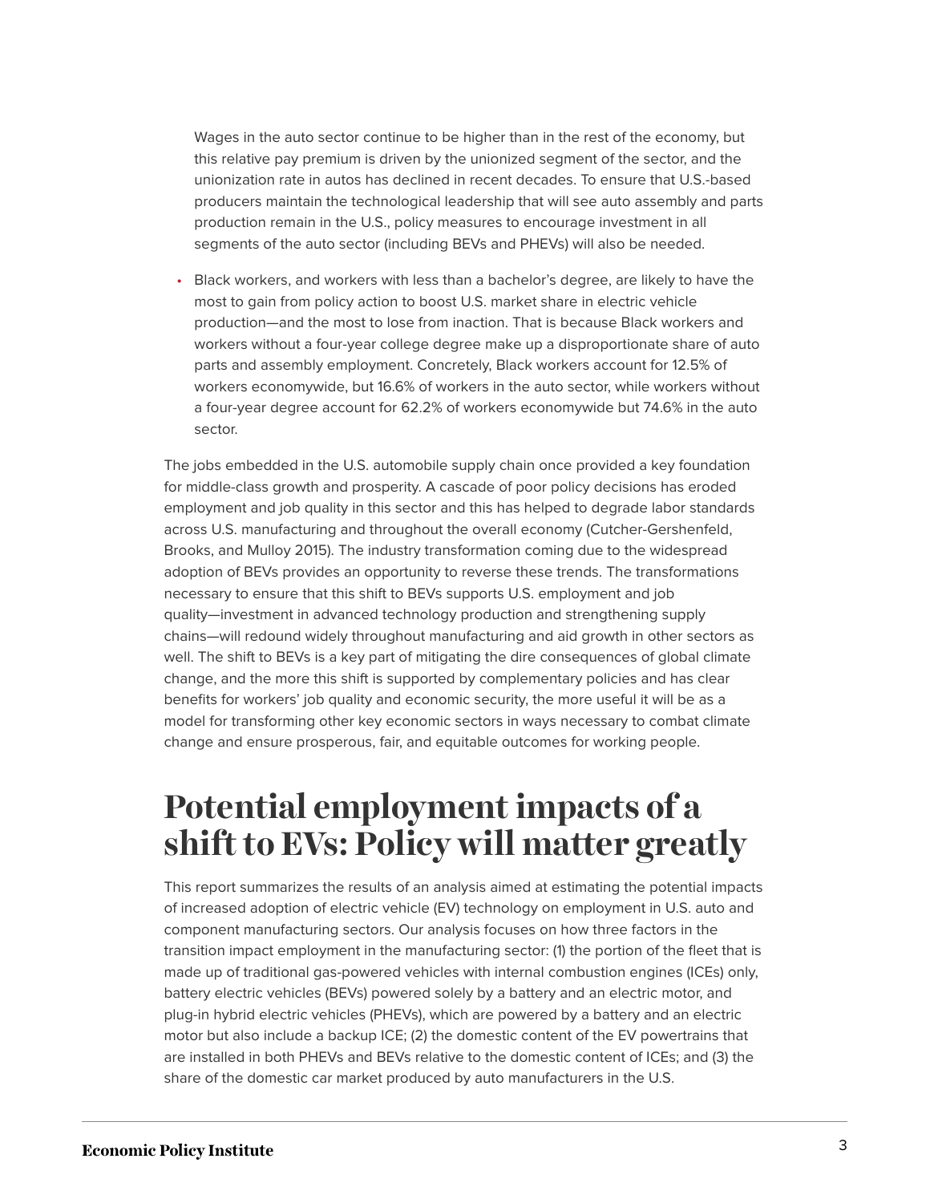Wages in the auto sector continue to be higher than in the rest of the economy, but this relative pay premium is driven by the unionized segment of the sector, and the unionization rate in autos has declined in recent decades. To ensure that U.S.-based producers maintain the technological leadership that will see auto assembly and parts production remain in the U.S., policy measures to encourage investment in all segments of the auto sector (including BEVs and PHEVs) will also be needed.

- Black workers, and workers with less than a bachelor's degree, are likely to have the most to gain from policy action to boost U.S. market share in electric vehicle production—and the most to lose from inaction. That is because Black workers and workers without a four-year college degree make up a disproportionate share of auto parts and assembly employment. Concretely, Black workers account for 12.5% of workers economywide, but 16.6% of workers in the auto sector, while workers without a four-year degree account for 62.2% of workers economywide but 74.6% in the auto sector.

The jobs embedded in the U.S. automobile supply chain once provided a key foundation for middle-class growth and prosperity. A cascade of poor policy decisions has eroded employment and job quality in this sector and this has helped to degrade labor standards across U.S. manufacturing and throughout the overall economy (Cutcher-Gershenfeld, Brooks, and Mulloy 2015). The industry transformation coming due to the widespread adoption of BEVs provides an opportunity to reverse these trends. The transformations necessary to ensure that this shift to BEVs supports U.S. employment and job quality—investment in advanced technology production and strengthening supply chains—will redound widely throughout manufacturing and aid growth in other sectors as well. The shift to BEVs is a key part of mitigating the dire consequences of global climate change, and the more this shift is supported by complementary policies and has clear benefits for workers' job quality and economic security, the more useful it will be as a model for transforming other key economic sectors in ways necessary to combat climate change and ensure prosperous, fair, and equitable outcomes for working people.

# Potential employment impacts of a shift to EVs: Policy will matter greatly

This report summarizes the results of an analysis aimed at estimating the potential impacts of increased adoption of electric vehicle (EV) technology on employment in U.S. auto and component manufacturing sectors. Our analysis focuses on how three factors in the transition impact employment in the manufacturing sector: (1) the portion of the fleet that is made up of traditional gas-powered vehicles with internal combustion engines (ICEs) only, battery electric vehicles (BEVs) powered solely by a battery and an electric motor, and plug-in hybrid electric vehicles (PHEVs), which are powered by a battery and an electric motor but also include a backup ICE; (2) the domestic content of the EV powertrains that are installed in both PHEVs and BEVs relative to the domestic content of ICEs; and (3) the share of the domestic car market produced by auto manufacturers in the U.S.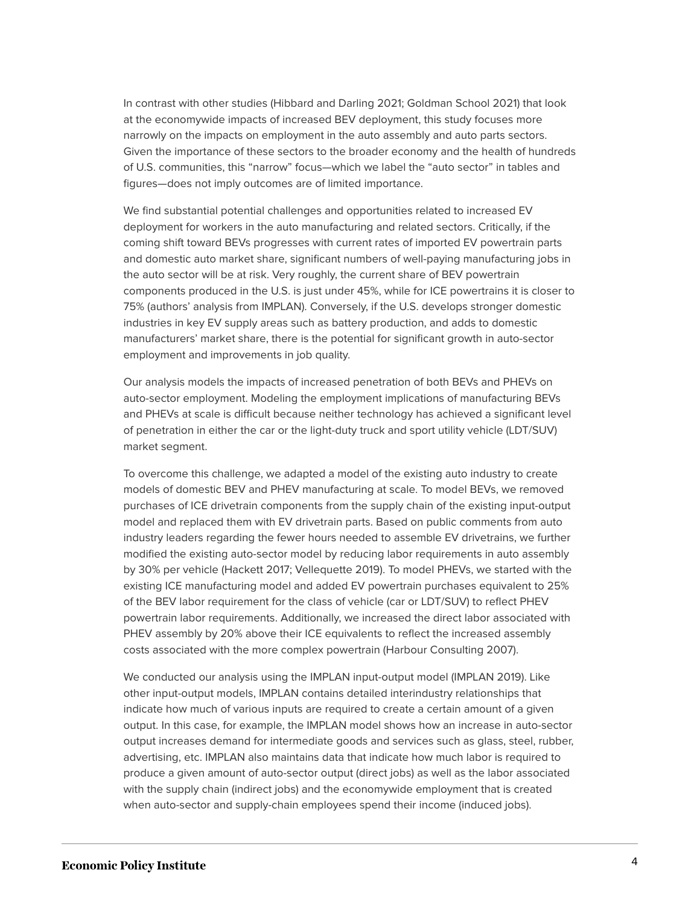In contrast with other studies (Hibbard and Darling 2021; Goldman School 2021) that look at the economywide impacts of increased BEV deployment, this study focuses more narrowly on the impacts on employment in the auto assembly and auto parts sectors. Given the importance of these sectors to the broader economy and the health of hundreds of U.S. communities, this "narrow" focus—which we label the "auto sector" in tables and figures—does not imply outcomes are of limited importance.

We find substantial potential challenges and opportunities related to increased EV deployment for workers in the auto manufacturing and related sectors. Critically, if the coming shift toward BEVs progresses with current rates of imported EV powertrain parts and domestic auto market share, significant numbers of well-paying manufacturing jobs in the auto sector will be at risk. Very roughly, the current share of BEV powertrain components produced in the U.S. is just under 45%, while for ICE powertrains it is closer to 75% (authors' analysis from IMPLAN). Conversely, if the U.S. develops stronger domestic industries in key EV supply areas such as battery production, and adds to domestic manufacturers' market share, there is the potential for significant growth in auto-sector employment and improvements in job quality.

Our analysis models the impacts of increased penetration of both BEVs and PHEVs on auto-sector employment. Modeling the employment implications of manufacturing BEVs and PHEVs at scale is difficult because neither technology has achieved a significant level of penetration in either the car or the light-duty truck and sport utility vehicle (LDT/SUV) market segment.

To overcome this challenge, we adapted a model of the existing auto industry to create models of domestic BEV and PHEV manufacturing at scale. To model BEVs, we removed purchases of ICE drivetrain components from the supply chain of the existing input-output model and replaced them with EV drivetrain parts. Based on public comments from auto industry leaders regarding the fewer hours needed to assemble EV drivetrains, we further modified the existing auto-sector model by reducing labor requirements in auto assembly by 30% per vehicle (Hackett 2017; Vellequette 2019). To model PHEVs, we started with the existing ICE manufacturing model and added EV powertrain purchases equivalent to 25% of the BEV labor requirement for the class of vehicle (car or LDT/SUV) to reflect PHEV powertrain labor requirements. Additionally, we increased the direct labor associated with PHEV assembly by 20% above their ICE equivalents to reflect the increased assembly costs associated with the more complex powertrain (Harbour Consulting 2007).

We conducted our analysis using the IMPLAN input-output model (IMPLAN 2019). Like other input-output models, IMPLAN contains detailed interindustry relationships that indicate how much of various inputs are required to create a certain amount of a given output. In this case, for example, the IMPLAN model shows how an increase in auto-sector output increases demand for intermediate goods and services such as glass, steel, rubber, advertising, etc. IMPLAN also maintains data that indicate how much labor is required to produce a given amount of auto-sector output (direct jobs) as well as the labor associated with the supply chain (indirect jobs) and the economywide employment that is created when auto-sector and supply-chain employees spend their income (induced jobs).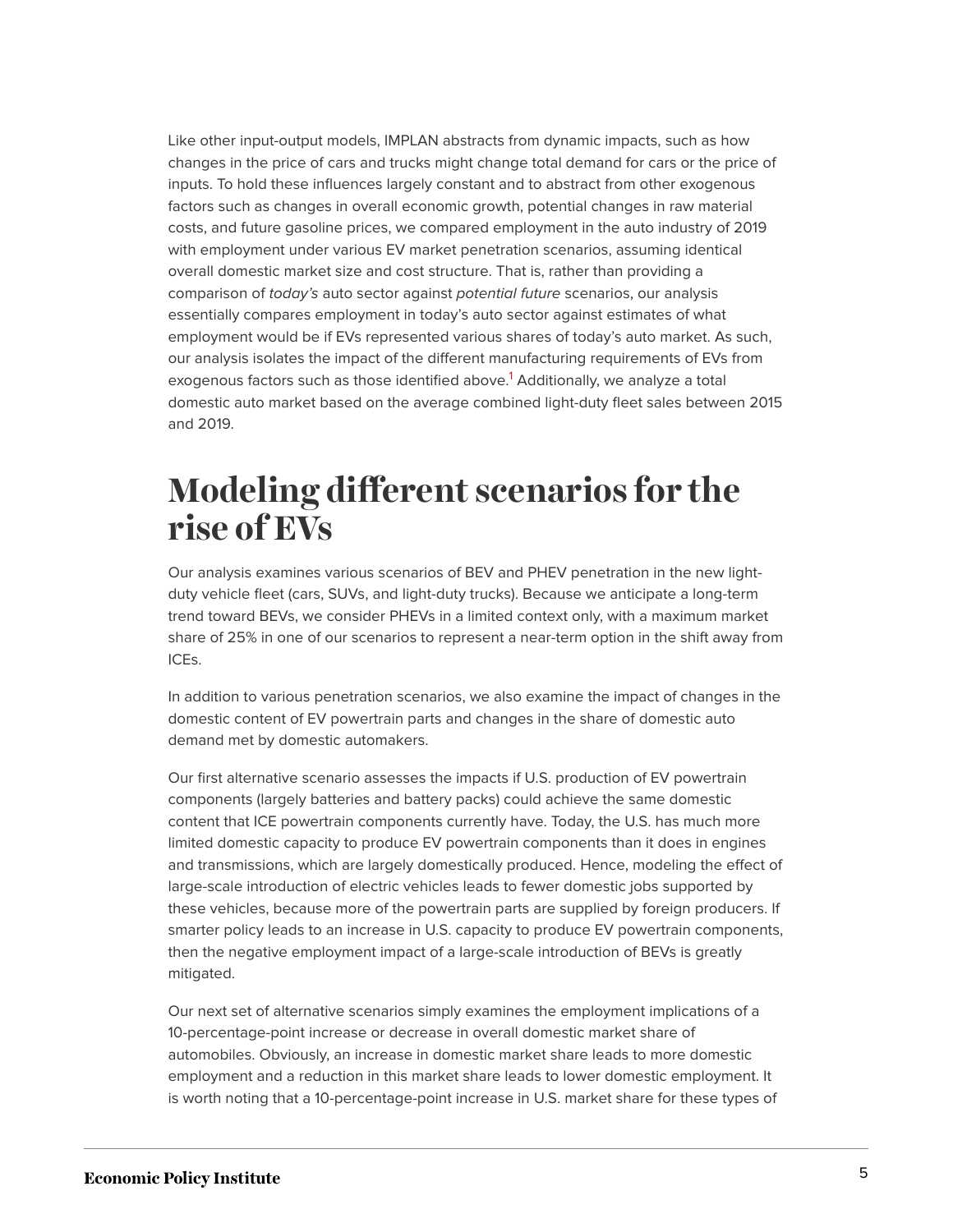Like other input-output models, IMPLAN abstracts from dynamic impacts, such as how changes in the price of cars and trucks might change total demand for cars or the price of inputs. To hold these influences largely constant and to abstract from other exogenous factors such as changes in overall economic growth, potential changes in raw material costs, and future gasoline prices, we compared employment in the auto industry of 2019 with employment under various EV market penetration scenarios, assuming identical overall domestic market size and cost structure. That is, rather than providing a comparison of *today's* auto sector against *potential future* scenarios, our analysis essentially compares employment in today's auto sector against estimates of what employment would be if EVs represented various shares of today's auto market. As such, our analysis isolates the impact of the different manufacturing requirements of EVs from exogenous factors such as those identified above.[1] Additionally, we analyze a total domestic auto market based on the average combined light-duty fleet sales between 2015 and 2019.

# Modeling different scenarios for the rise of EVs

Our analysis examines various scenarios of BEV and PHEV penetration in the new light-duty vehicle fleet (cars, SUVs, and light-duty trucks). Because we anticipate a long-term trend toward BEVs, we consider PHEVs in a limited context only, with a maximum market share of 25% in one of our scenarios to represent a near-term option in the shift away from ICEs.

In addition to various penetration scenarios, we also examine the impact of changes in the domestic content of EV powertrain parts and changes in the share of domestic auto demand met by domestic automakers.

Our first alternative scenario assesses the impacts if U.S. production of EV powertrain components (largely batteries and battery packs) could achieve the same domestic content that ICE powertrain components currently have. Today, the U.S. has much more limited domestic capacity to produce EV powertrain components than it does in engines and transmissions, which are largely domestically produced. Hence, modeling the effect of large-scale introduction of electric vehicles leads to fewer domestic jobs supported by these vehicles, because more of the powertrain parts are supplied by foreign producers. If smarter policy leads to an increase in U.S. capacity to produce EV powertrain components, then the negative employment impact of a large-scale introduction of BEVs is greatly mitigated.

Our next set of alternative scenarios simply examines the employment implications of a 10-percentage-point increase or decrease in overall domestic market share of automobiles. Obviously, an increase in domestic market share leads to more domestic employment and a reduction in this market share leads to lower domestic employment. It is worth noting that a 10-percentage-point increase in U.S. market share for these types of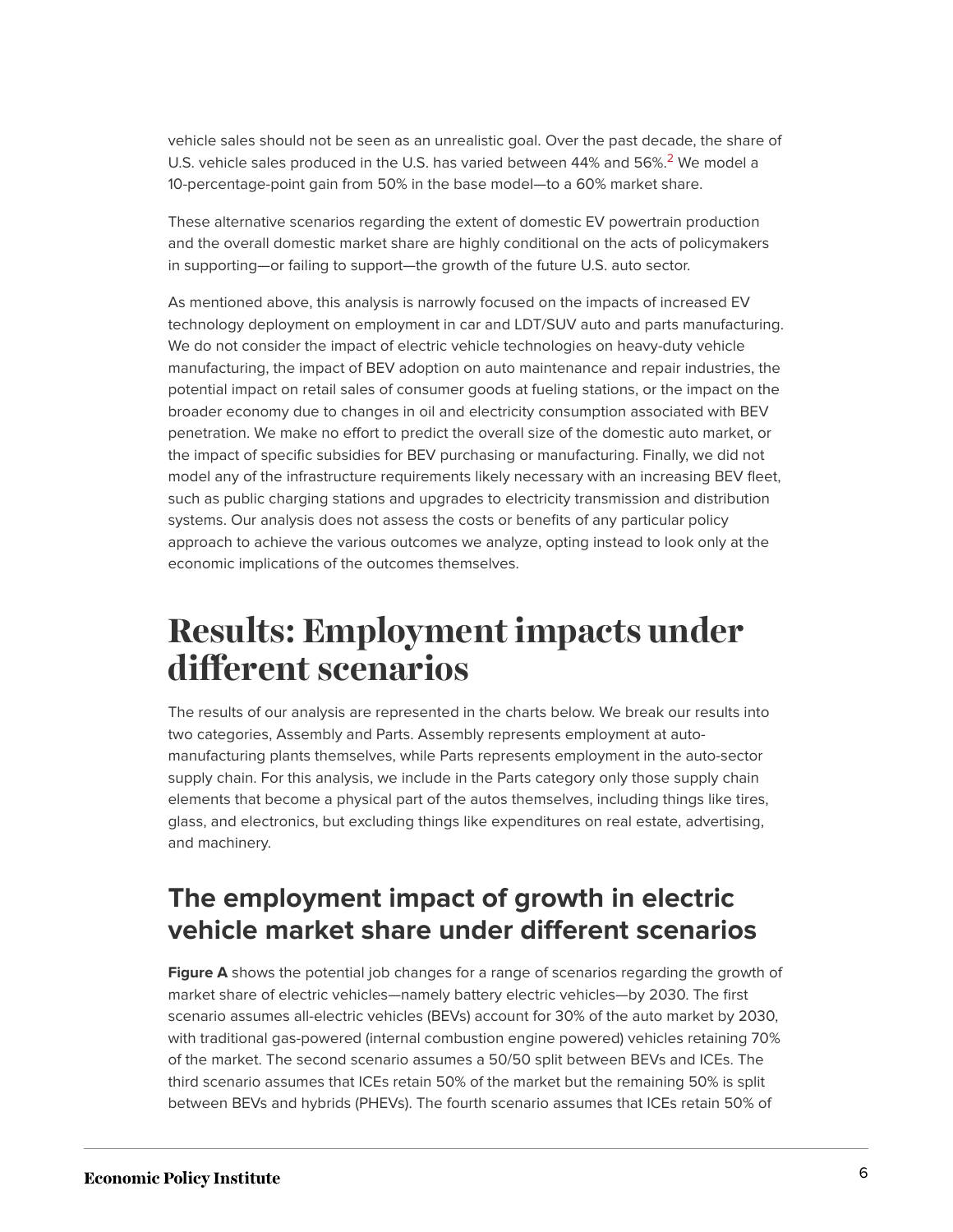vehicle sales should not be seen as an unrealistic goal. Over the past decade, the share of U.S. vehicle sales produced in the U.S. has varied between 44% and 56%.[2] We model a 10-percentage-point gain from 50% in the base model—to a 60% market share.

These alternative scenarios regarding the extent of domestic EV powertrain production and the overall domestic market share are highly conditional on the acts of policymakers in supporting—or failing to support—the growth of the future U.S. auto sector.

As mentioned above, this analysis is narrowly focused on the impacts of increased EV technology deployment on employment in car and LDT/SUV auto and parts manufacturing. We do not consider the impact of electric vehicle technologies on heavy-duty vehicle manufacturing, the impact of BEV adoption on auto maintenance and repair industries, the potential impact on retail sales of consumer goods at fueling stations, or the impact on the broader economy due to changes in oil and electricity consumption associated with BEV penetration. We make no effort to predict the overall size of the domestic auto market, or the impact of specific subsidies for BEV purchasing or manufacturing. Finally, we did not model any of the infrastructure requirements likely necessary with an increasing BEV fleet, such as public charging stations and upgrades to electricity transmission and distribution systems. Our analysis does not assess the costs or benefits of any particular policy approach to achieve the various outcomes we analyze, opting instead to look only at the economic implications of the outcomes themselves.

# Results: Employment impacts under different scenarios

The results of our analysis are represented in the charts below. We break our results into two categories, Assembly and Parts. Assembly represents employment at auto-manufacturing plants themselves, while Parts represents employment in the auto-sector supply chain. For this analysis, we include in the Parts category only those supply chain elements that become a physical part of the autos themselves, including things like tires, glass, and electronics, but excluding things like expenditures on real estate, advertising, and machinery.

## The employment impact of growth in electric vehicle market share under different scenarios

**Figure A** shows the potential job changes for a range of scenarios regarding the growth of market share of electric vehicles—namely battery electric vehicles—by 2030. The first scenario assumes all-electric vehicles (BEVs) account for 30% of the auto market by 2030, with traditional gas-powered (internal combustion engine powered) vehicles retaining 70% of the market. The second scenario assumes a 50/50 split between BEVs and ICEs. The third scenario assumes that ICEs retain 50% of the market but the remaining 50% is split between BEVs and hybrids (PHEVs). The fourth scenario assumes that ICEs retain 50% of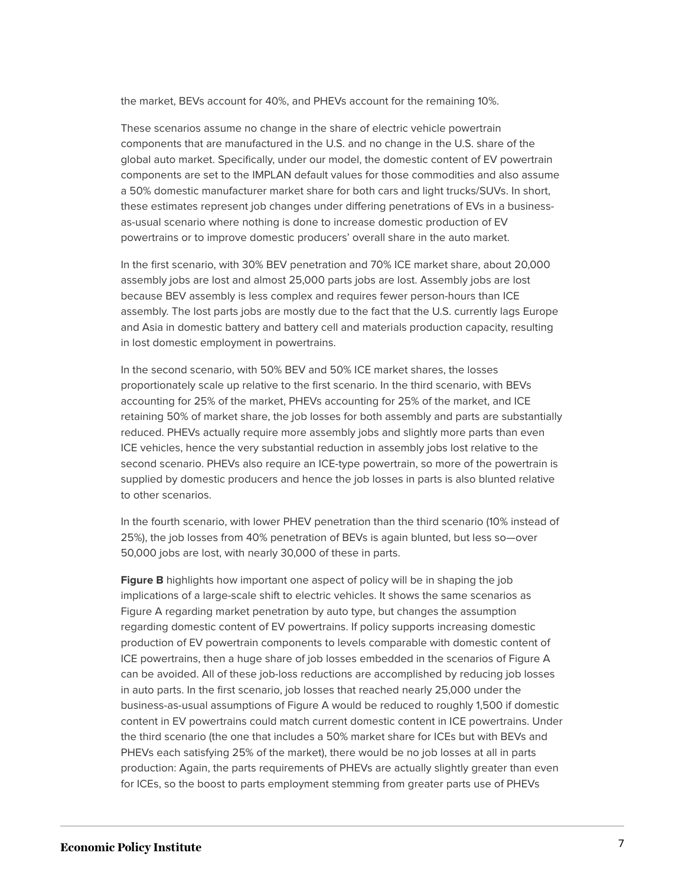the market, BEVs account for 40%, and PHEVs account for the remaining 10%.

These scenarios assume no change in the share of electric vehicle powertrain components that are manufactured in the U.S. and no change in the U.S. share of the global auto market. Specifically, under our model, the domestic content of EV powertrain components are set to the IMPLAN default values for those commodities and also assume a 50% domestic manufacturer market share for both cars and light trucks/SUVs. In short, these estimates represent job changes under differing penetrations of EVs in a business-as-usual scenario where nothing is done to increase domestic production of EV powertrains or to improve domestic producers' overall share in the auto market.

In the first scenario, with 30% BEV penetration and 70% ICE market share, about 20,000 assembly jobs are lost and almost 25,000 parts jobs are lost. Assembly jobs are lost because BEV assembly is less complex and requires fewer person-hours than ICE assembly. The lost parts jobs are mostly due to the fact that the U.S. currently lags Europe and Asia in domestic battery and battery cell and materials production capacity, resulting in lost domestic employment in powertrains.

In the second scenario, with 50% BEV and 50% ICE market shares, the losses proportionately scale up relative to the first scenario. In the third scenario, with BEVs accounting for 25% of the market, PHEVs accounting for 25% of the market, and ICE retaining 50% of market share, the job losses for both assembly and parts are substantially reduced. PHEVs actually require more assembly jobs and slightly more parts than even ICE vehicles, hence the very substantial reduction in assembly jobs lost relative to the second scenario. PHEVs also require an ICE-type powertrain, so more of the powertrain is supplied by domestic producers and hence the job losses in parts is also blunted relative to other scenarios.

In the fourth scenario, with lower PHEV penetration than the third scenario (10% instead of 25%), the job losses from 40% penetration of BEVs is again blunted, but less so—over 50,000 jobs are lost, with nearly 30,000 of these in parts.

**Figure B** highlights how important one aspect of policy will be in shaping the job implications of a large-scale shift to electric vehicles. It shows the same scenarios as Figure A regarding market penetration by auto type, but changes the assumption regarding domestic content of EV powertrains. If policy supports increasing domestic production of EV powertrain components to levels comparable with domestic content of ICE powertrains, then a huge share of job losses embedded in the scenarios of Figure A can be avoided. All of these job-loss reductions are accomplished by reducing job losses in auto parts. In the first scenario, job losses that reached nearly 25,000 under the business-as-usual assumptions of Figure A would be reduced to roughly 1,500 if domestic content in EV powertrains could match current domestic content in ICE powertrains. Under the third scenario (the one that includes a 50% market share for ICEs but with BEVs and PHEVs each satisfying 25% of the market), there would be no job losses at all in parts production: Again, the parts requirements of PHEVs are actually slightly greater than even for ICEs, so the boost to parts employment stemming from greater parts use of PHEVs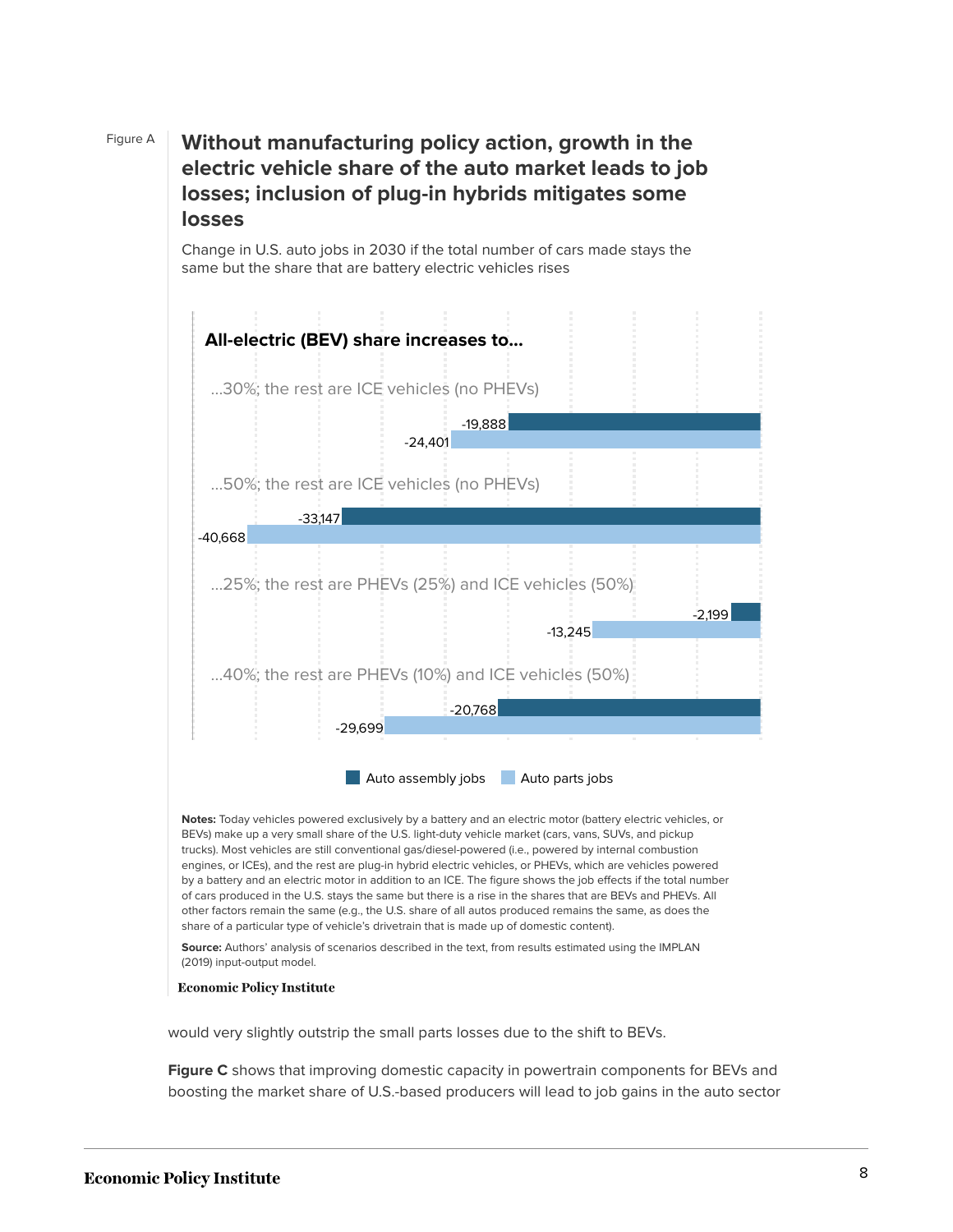Figure A

## Without manufacturing policy action, growth in the electric vehicle share of the auto market leads to job losses; inclusion of plug-in hybrids mitigates some losses

Change in U.S. auto jobs in 2030 if the total number of cars made stays the same but the share that are battery electric vehicles rises

**All-electric (BEV) share increases to...**

| Scenario | Auto assembly jobs | Auto parts jobs |
|---|---|---|
| ...30%; the rest are ICE vehicles (no PHEVs) | -19,888 | -24,401 |
| ...50%; the rest are ICE vehicles (no PHEVs) | -33,147 | -40,668 |
| ...25%; the rest are PHEVs (25%) and ICE vehicles (50%) | -2,199 | -13,245 |
| ...40%; the rest are PHEVs (10%) and ICE vehicles (50%) | -20,768 | -29,699 |

**Notes:** Today vehicles powered exclusively by a battery and an electric motor (battery electric vehicles, or BEVs) make up a very small share of the U.S. light-duty vehicle market (cars, vans, SUVs, and pickup trucks). Most vehicles are still conventional gas/diesel-powered (i.e., powered by internal combustion engines, or ICEs), and the rest are plug-in hybrid electric vehicles, or PHEVs, which are vehicles powered by a battery and an electric motor in addition to an ICE. The figure shows the job effects if the total number of cars produced in the U.S. stays the same but there is a rise in the shares that are BEVs and PHEVs. All other factors remain the same (e.g., the U.S. share of all autos produced remains the same, as does the share of a particular type of vehicle's drivetrain that is made up of domestic content).

**Source:** Authors' analysis of scenarios described in the text, from results estimated using the IMPLAN (2019) input-output model.

Economic Policy Institute

would very slightly outstrip the small parts losses due to the shift to BEVs.

**Figure C** shows that improving domestic capacity in powertrain components for BEVs and boosting the market share of U.S.-based producers will lead to job gains in the auto sector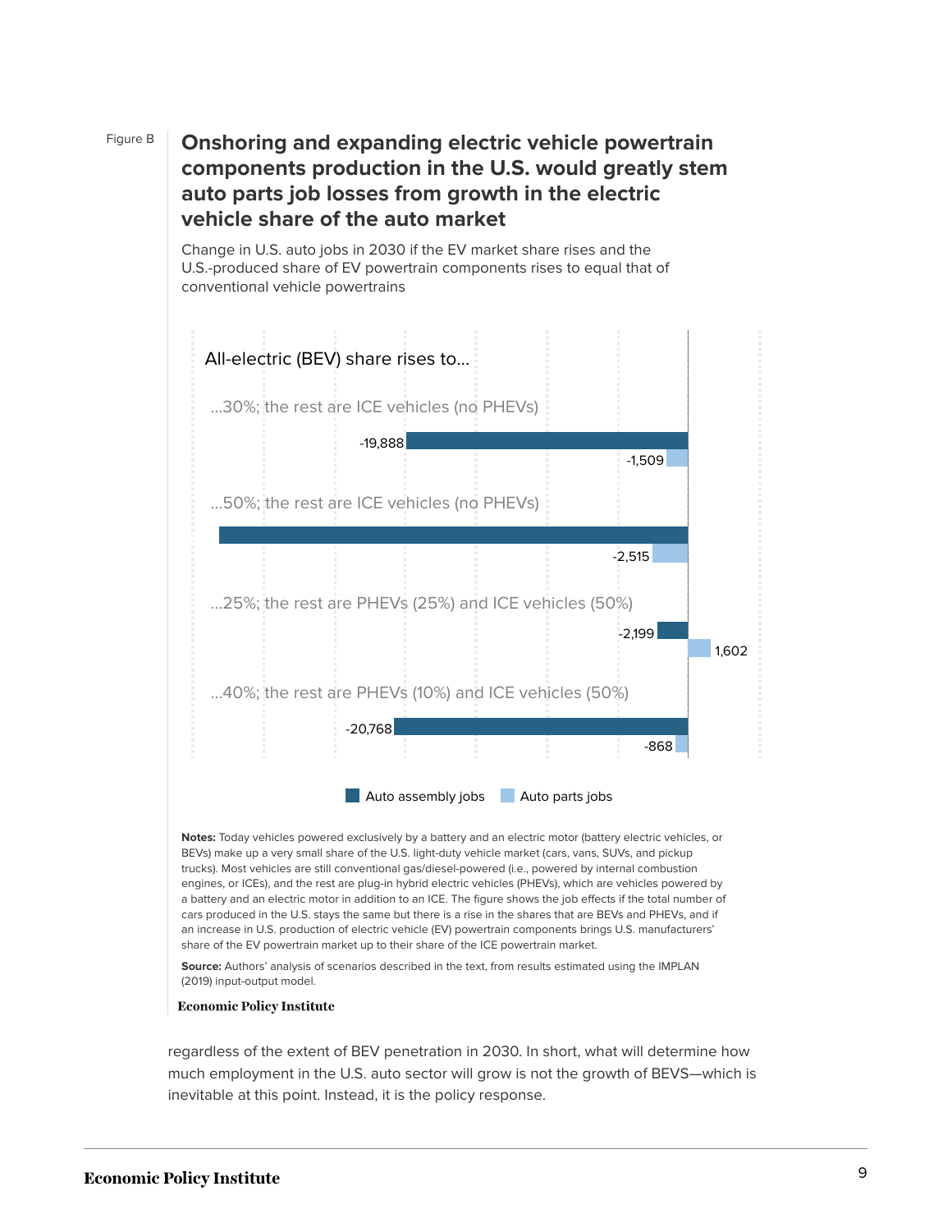Figure B

## Onshoring and expanding electric vehicle powertrain components production in the U.S. would greatly stem auto parts job losses from growth in the electric vehicle share of the auto market

Change in U.S. auto jobs in 2030 if the EV market share rises and the U.S.-produced share of EV powertrain components rises to equal that of conventional vehicle powertrains

All-electric (BEV) share rises to...

| Scenario | Auto assembly jobs | Auto parts jobs |
|---|---|---|
| ...30%; the rest are ICE vehicles (no PHEVs) | -19,888 | -1,509 |
| ...50%; the rest are ICE vehicles (no PHEVs) | | -2,515 |
| ...25%; the rest are PHEVs (25%) and ICE vehicles (50%) | -2,199 | 1,602 |
| ...40%; the rest are PHEVs (10%) and ICE vehicles (50%) | -20,768 | -868 |

**Notes:** Today vehicles powered exclusively by a battery and an electric motor (battery electric vehicles, or BEVs) make up a very small share of the U.S. light-duty vehicle market (cars, vans, SUVs, and pickup trucks). Most vehicles are still conventional gas/diesel-powered (i.e., powered by internal combustion engines, or ICEs), and the rest are plug-in hybrid electric vehicles (PHEVs), which are vehicles powered by a battery and an electric motor in addition to an ICE. The figure shows the job effects if the total number of cars produced in the U.S. stays the same but there is a rise in the shares that are BEVs and PHEVs, and if an increase in U.S. production of electric vehicle (EV) powertrain components brings U.S. manufacturers' share of the EV powertrain market up to their share of the ICE powertrain market.

**Source:** Authors' analysis of scenarios described in the text, from results estimated using the IMPLAN (2019) input-output model.

Economic Policy Institute

regardless of the extent of BEV penetration in 2030. In short, what will determine how much employment in the U.S. auto sector will grow is not the growth of BEVS—which is inevitable at this point. Instead, it is the policy response.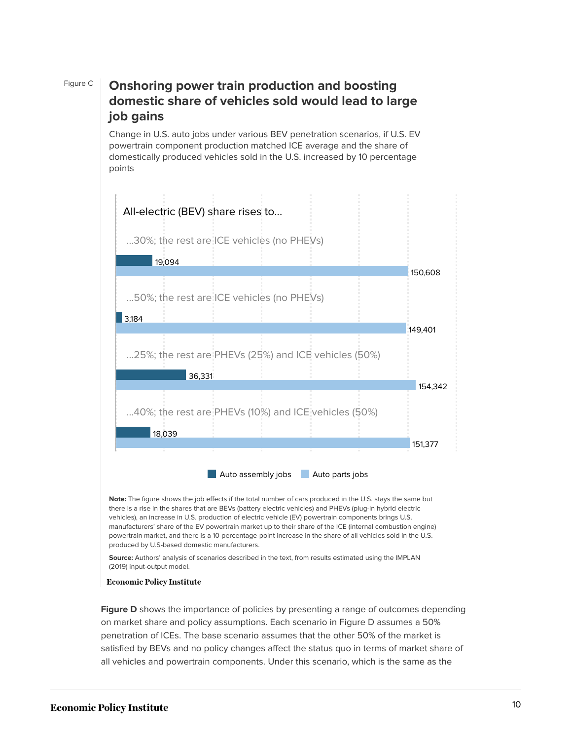Figure C

## Onshoring power train production and boosting domestic share of vehicles sold would lead to large job gains

Change in U.S. auto jobs under various BEV penetration scenarios, if U.S. EV powertrain component production matched ICE average and the share of domestically produced vehicles sold in the U.S. increased by 10 percentage points

All-electric (BEV) share rises to…

| Scenario | Auto assembly jobs | Auto parts jobs |
| --- | --- | --- |
| …30%; the rest are ICE vehicles (no PHEVs) | 19,094 | 150,608 |
| …50%; the rest are ICE vehicles (no PHEVs) | 3,184 | 149,401 |
| …25%; the rest are PHEVs (25%) and ICE vehicles (50%) | 36,331 | 154,342 |
| …40%; the rest are PHEVs (10%) and ICE vehicles (50%) | 18,039 | 151,377 |

**Note:** The figure shows the job effects if the total number of cars produced in the U.S. stays the same but there is a rise in the shares that are BEVs (battery electric vehicles) and PHEVs (plug-in hybrid electric vehicles), an increase in U.S. production of electric vehicle (EV) powertrain components brings U.S. manufacturers' share of the EV powertrain market up to their share of the ICE (internal combustion engine) powertrain market, and there is a 10-percentage-point increase in the share of all vehicles sold in the U.S. produced by U.S-based domestic manufacturers.

**Source:** Authors' analysis of scenarios described in the text, from results estimated using the IMPLAN (2019) input-output model.

Economic Policy Institute

**Figure D** shows the importance of policies by presenting a range of outcomes depending on market share and policy assumptions. Each scenario in Figure D assumes a 50% penetration of ICEs. The base scenario assumes that the other 50% of the market is satisfied by BEVs and no policy changes affect the status quo in terms of market share of all vehicles and powertrain components. Under this scenario, which is the same as the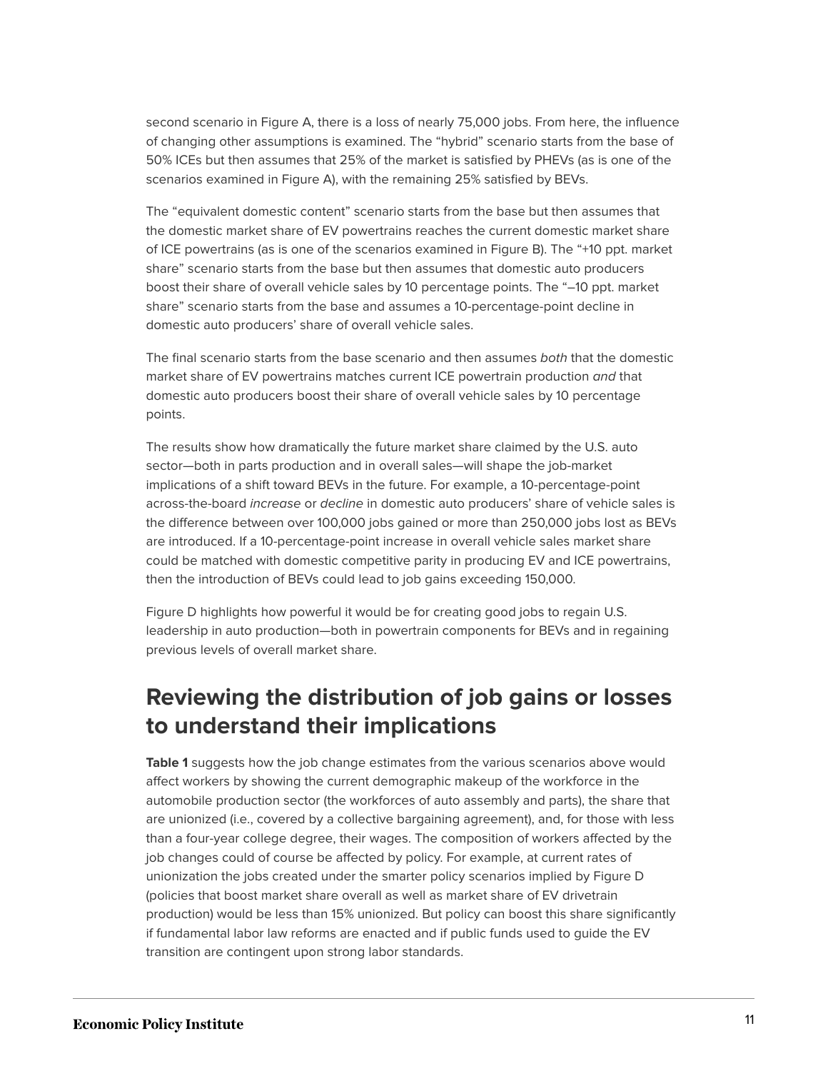second scenario in Figure A, there is a loss of nearly 75,000 jobs. From here, the influence of changing other assumptions is examined. The "hybrid" scenario starts from the base of 50% ICEs but then assumes that 25% of the market is satisfied by PHEVs (as is one of the scenarios examined in Figure A), with the remaining 25% satisfied by BEVs.

The "equivalent domestic content" scenario starts from the base but then assumes that the domestic market share of EV powertrains reaches the current domestic market share of ICE powertrains (as is one of the scenarios examined in Figure B). The "+10 ppt. market share" scenario starts from the base but then assumes that domestic auto producers boost their share of overall vehicle sales by 10 percentage points. The "–10 ppt. market share" scenario starts from the base and assumes a 10-percentage-point decline in domestic auto producers' share of overall vehicle sales.

The final scenario starts from the base scenario and then assumes *both* that the domestic market share of EV powertrains matches current ICE powertrain production *and* that domestic auto producers boost their share of overall vehicle sales by 10 percentage points.

The results show how dramatically the future market share claimed by the U.S. auto sector—both in parts production and in overall sales—will shape the job-market implications of a shift toward BEVs in the future. For example, a 10-percentage-point across-the-board *increase* or *decline* in domestic auto producers' share of vehicle sales is the difference between over 100,000 jobs gained or more than 250,000 jobs lost as BEVs are introduced. If a 10-percentage-point increase in overall vehicle sales market share could be matched with domestic competitive parity in producing EV and ICE powertrains, then the introduction of BEVs could lead to job gains exceeding 150,000.

Figure D highlights how powerful it would be for creating good jobs to regain U.S. leadership in auto production—both in powertrain components for BEVs and in regaining previous levels of overall market share.

## Reviewing the distribution of job gains or losses to understand their implications

**Table 1** suggests how the job change estimates from the various scenarios above would affect workers by showing the current demographic makeup of the workforce in the automobile production sector (the workforces of auto assembly and parts), the share that are unionized (i.e., covered by a collective bargaining agreement), and, for those with less than a four-year college degree, their wages. The composition of workers affected by the job changes could of course be affected by policy. For example, at current rates of unionization the jobs created under the smarter policy scenarios implied by Figure D (policies that boost market share overall as well as market share of EV drivetrain production) would be less than 15% unionized. But policy can boost this share significantly if fundamental labor law reforms are enacted and if public funds used to guide the EV transition are contingent upon strong labor standards.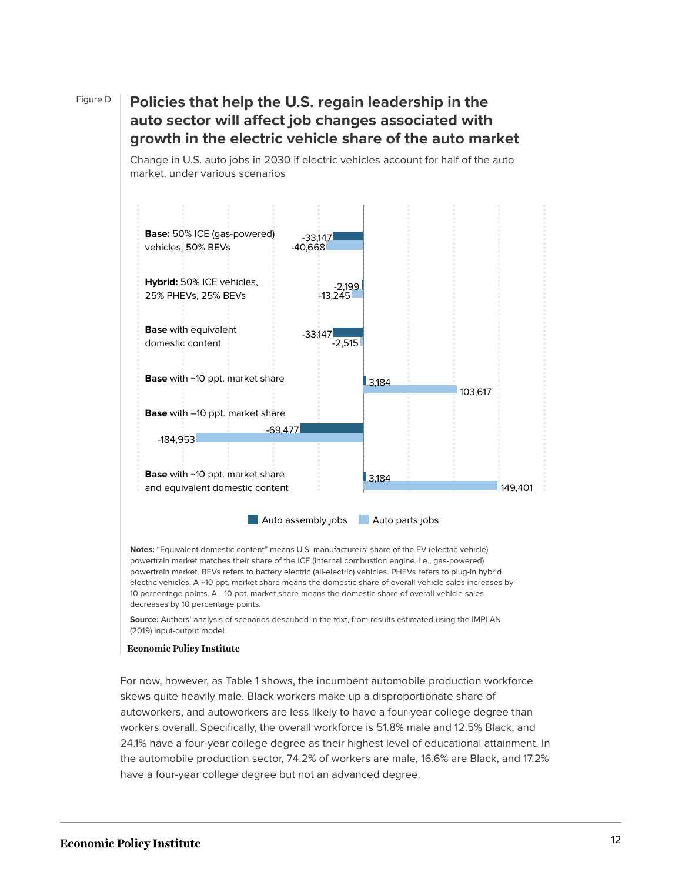Figure D

## Policies that help the U.S. regain leadership in the auto sector will affect job changes associated with growth in the electric vehicle share of the auto market

Change in U.S. auto jobs in 2030 if electric vehicles account for half of the auto market, under various scenarios

| Scenario | Auto assembly jobs | Auto parts jobs |
| --- | --- | --- |
| **Base:** 50% ICE (gas-powered) vehicles, 50% BEVs | -33,147 | -40,668 |
| **Hybrid:** 50% ICE vehicles, 25% PHEVs, 25% BEVs | -2,199 | -13,245 |
| **Base** with equivalent domestic content | -33,147 | -2,515 |
| **Base** with +10 ppt. market share | 3,184 | 103,617 |
| **Base** with –10 ppt. market share | -69,477 | -184,953 |
| **Base** with +10 ppt. market share and equivalent domestic content | 3,184 | 149,401 |

**Notes:** "Equivalent domestic content" means U.S. manufacturers' share of the EV (electric vehicle) powertrain market matches their share of the ICE (internal combustion engine, i.e., gas-powered) powertrain market. BEVs refers to battery electric (all-electric) vehicles. PHEVs refers to plug-in hybrid electric vehicles. A +10 ppt. market share means the domestic share of overall vehicle sales increases by 10 percentage points. A –10 ppt. market share means the domestic share of overall vehicle sales decreases by 10 percentage points.

**Source:** Authors' analysis of scenarios described in the text, from results estimated using the IMPLAN (2019) input-output model.

**Economic Policy Institute**

For now, however, as Table 1 shows, the incumbent automobile production workforce skews quite heavily male. Black workers make up a disproportionate share of autoworkers, and autoworkers are less likely to have a four-year college degree than workers overall. Specifically, the overall workforce is 51.8% male and 12.5% Black, and 24.1% have a four-year college degree as their highest level of educational attainment. In the automobile production sector, 74.2% of workers are male, 16.6% are Black, and 17.2% have a four-year college degree but not an advanced degree.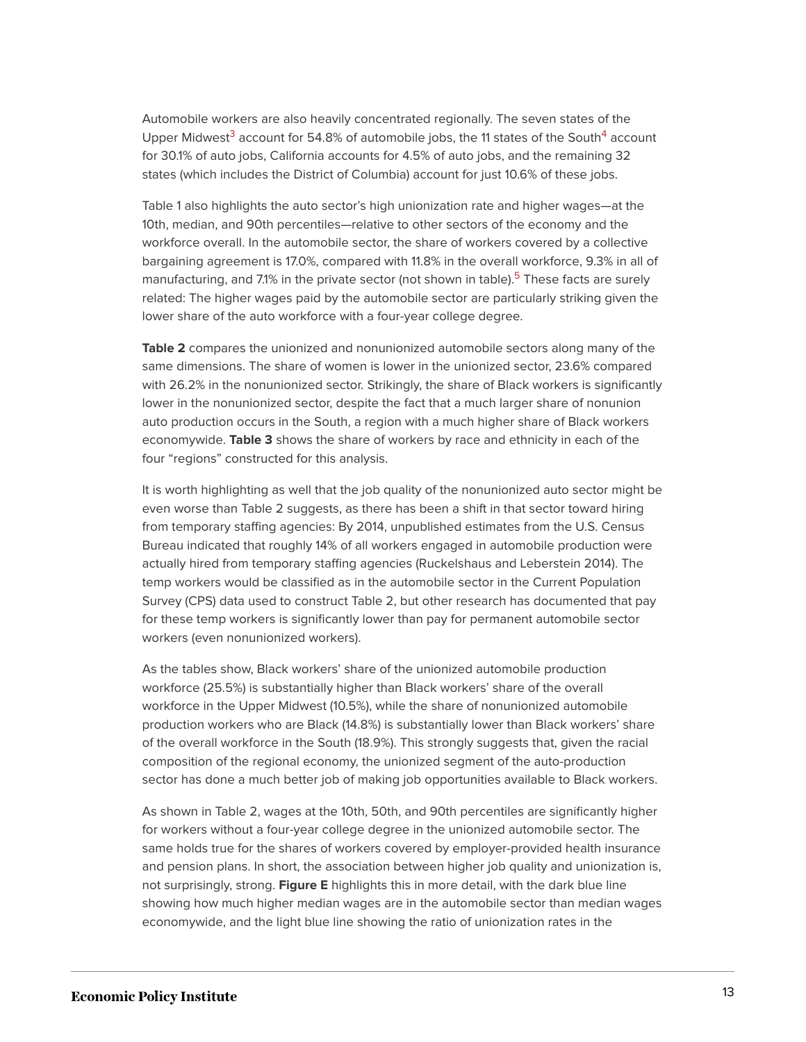Automobile workers are also heavily concentrated regionally. The seven states of the Upper Midwest[3] account for 54.8% of automobile jobs, the 11 states of the South[4] account for 30.1% of auto jobs, California accounts for 4.5% of auto jobs, and the remaining 32 states (which includes the District of Columbia) account for just 10.6% of these jobs.

Table 1 also highlights the auto sector's high unionization rate and higher wages—at the 10th, median, and 90th percentiles—relative to other sectors of the economy and the workforce overall. In the automobile sector, the share of workers covered by a collective bargaining agreement is 17.0%, compared with 11.8% in the overall workforce, 9.3% in all of manufacturing, and 7.1% in the private sector (not shown in table).[5] These facts are surely related: The higher wages paid by the automobile sector are particularly striking given the lower share of the auto workforce with a four-year college degree.

**Table 2** compares the unionized and nonunionized automobile sectors along many of the same dimensions. The share of women is lower in the unionized sector, 23.6% compared with 26.2% in the nonunionized sector. Strikingly, the share of Black workers is significantly lower in the nonunionized sector, despite the fact that a much larger share of nonunion auto production occurs in the South, a region with a much higher share of Black workers economywide. **Table 3** shows the share of workers by race and ethnicity in each of the four "regions" constructed for this analysis.

It is worth highlighting as well that the job quality of the nonunionized auto sector might be even worse than Table 2 suggests, as there has been a shift in that sector toward hiring from temporary staffing agencies: By 2014, unpublished estimates from the U.S. Census Bureau indicated that roughly 14% of all workers engaged in automobile production were actually hired from temporary staffing agencies (Ruckelshaus and Leberstein 2014). The temp workers would be classified as in the automobile sector in the Current Population Survey (CPS) data used to construct Table 2, but other research has documented that pay for these temp workers is significantly lower than pay for permanent automobile sector workers (even nonunionized workers).

As the tables show, Black workers' share of the unionized automobile production workforce (25.5%) is substantially higher than Black workers' share of the overall workforce in the Upper Midwest (10.5%), while the share of nonunionized automobile production workers who are Black (14.8%) is substantially lower than Black workers' share of the overall workforce in the South (18.9%). This strongly suggests that, given the racial composition of the regional economy, the unionized segment of the auto-production sector has done a much better job of making job opportunities available to Black workers.

As shown in Table 2, wages at the 10th, 50th, and 90th percentiles are significantly higher for workers without a four-year college degree in the unionized automobile sector. The same holds true for the shares of workers covered by employer-provided health insurance and pension plans. In short, the association between higher job quality and unionization is, not surprisingly, strong. **Figure E** highlights this in more detail, with the dark blue line showing how much higher median wages are in the automobile sector than median wages economywide, and the light blue line showing the ratio of unionization rates in the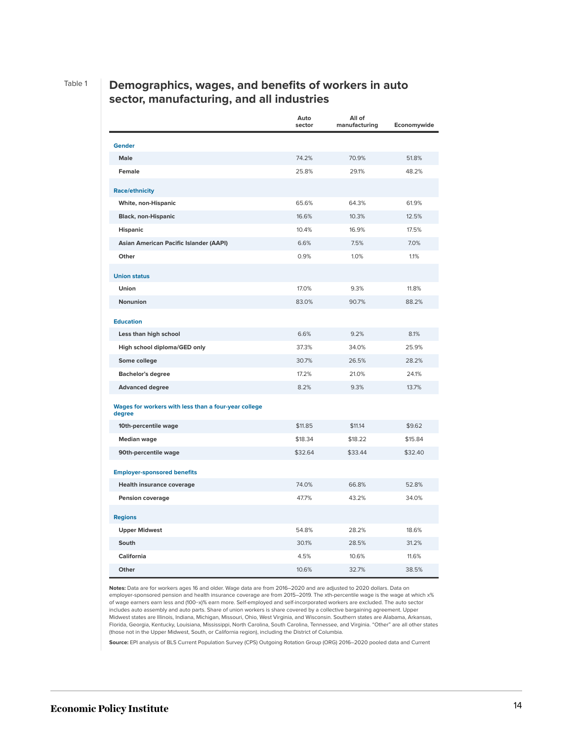Table 1

## Demographics, wages, and benefits of workers in auto sector, manufacturing, and all industries

| | Auto sector | All of manufacturing | Economywide |
|---|---|---|---|
| **Gender** | | | |
| Male | 74.2% | 70.9% | 51.8% |
| Female | 25.8% | 29.1% | 48.2% |
| **Race/ethnicity** | | | |
| White, non-Hispanic | 65.6% | 64.3% | 61.9% |
| Black, non-Hispanic | 16.6% | 10.3% | 12.5% |
| Hispanic | 10.4% | 16.9% | 17.5% |
| Asian American Pacific Islander (AAPI) | 6.6% | 7.5% | 7.0% |
| Other | 0.9% | 1.0% | 1.1% |
| **Union status** | | | |
| Union | 17.0% | 9.3% | 11.8% |
| Nonunion | 83.0% | 90.7% | 88.2% |
| **Education** | | | |
| Less than high school | 6.6% | 9.2% | 8.1% |
| High school diploma/GED only | 37.3% | 34.0% | 25.9% |
| Some college | 30.7% | 26.5% | 28.2% |
| Bachelor's degree | 17.2% | 21.0% | 24.1% |
| Advanced degree | 8.2% | 9.3% | 13.7% |
| **Wages for workers with less than a four-year college degree** | | | |
| 10th-percentile wage | $11.85 | $11.14 | $9.62 |
| Median wage | $18.34 | $18.22 | $15.84 |
| 90th-percentile wage | $32.64 | $33.44 | $32.40 |
| **Employer-sponsored benefits** | | | |
| Health insurance coverage | 74.0% | 66.8% | 52.8% |
| Pension coverage | 47.7% | 43.2% | 34.0% |
| **Regions** | | | |
| Upper Midwest | 54.8% | 28.2% | 18.6% |
| South | 30.1% | 28.5% | 31.2% |
| California | 4.5% | 10.6% | 11.6% |
| Other | 10.6% | 32.7% | 38.5% |

**Notes:** Data are for workers ages 16 and older. Wage data are from 2016–2020 and are adjusted to 2020 dollars. Data on employer-sponsored pension and health insurance coverage are from 2015–2019. The xth-percentile wage is the wage at which x% of wage earners earn less and (100−x)% earn more. Self-employed and self-incorporated workers are excluded. The auto sector includes auto assembly and auto parts. Share of union workers is share covered by a collective bargaining agreement. Upper Midwest states are Illinois, Indiana, Michigan, Missouri, Ohio, West Virginia, and Wisconsin. Southern states are Alabama, Arkansas, Florida, Georgia, Kentucky, Louisiana, Mississippi, North Carolina, South Carolina, Tennessee, and Virginia. "Other" are all other states (those not in the Upper Midwest, South, or California region), including the District of Columbia.

**Source:** EPI analysis of BLS Current Population Survey (CPS) Outgoing Rotation Group (ORG) 2016–2020 pooled data and Current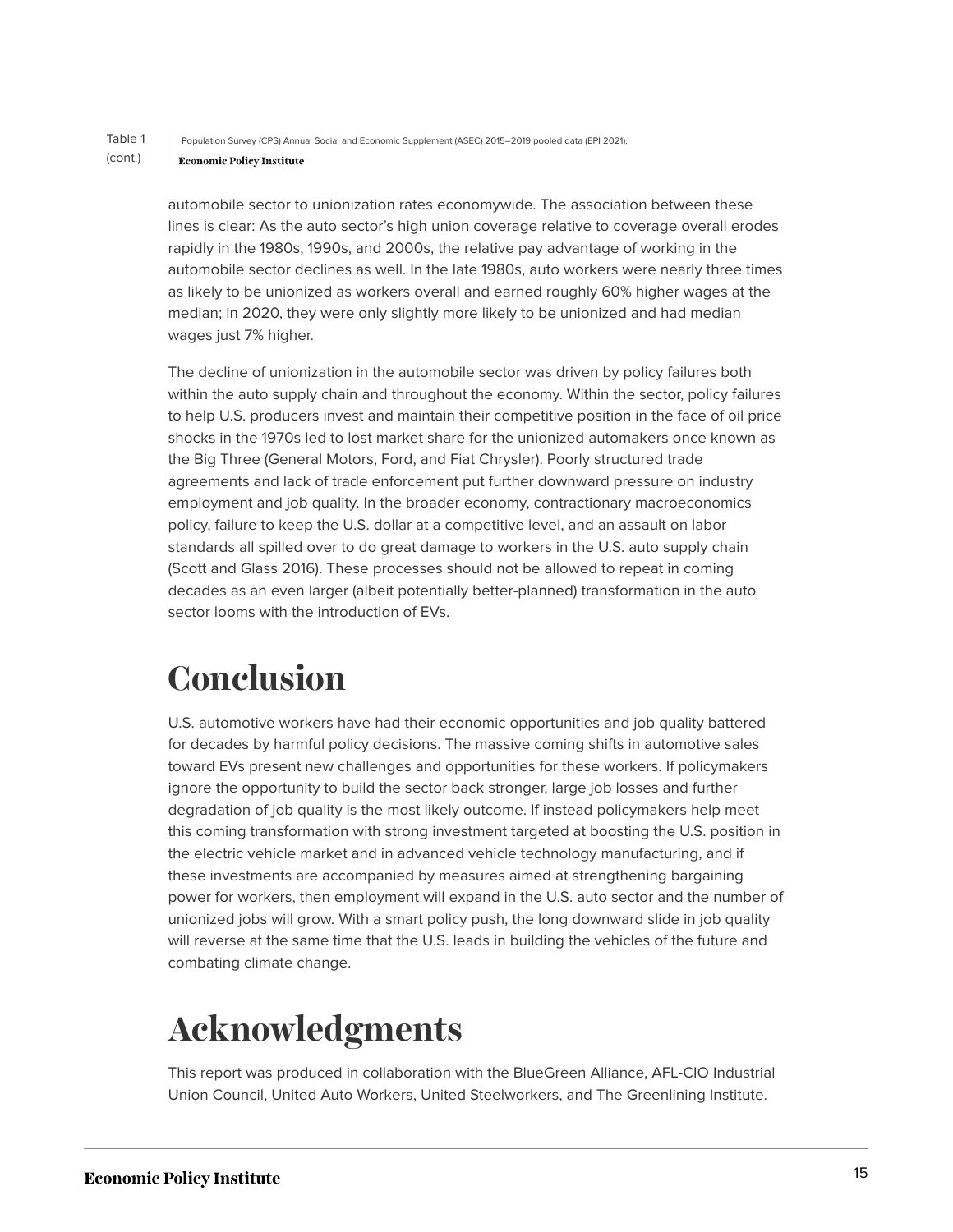Table 1 (cont.)

Population Survey (CPS) Annual Social and Economic Supplement (ASEC) 2015–2019 pooled data (EPI 2021).

**Economic Policy Institute**

automobile sector to unionization rates economywide. The association between these lines is clear: As the auto sector's high union coverage relative to coverage overall erodes rapidly in the 1980s, 1990s, and 2000s, the relative pay advantage of working in the automobile sector declines as well. In the late 1980s, auto workers were nearly three times as likely to be unionized as workers overall and earned roughly 60% higher wages at the median; in 2020, they were only slightly more likely to be unionized and had median wages just 7% higher.

The decline of unionization in the automobile sector was driven by policy failures both within the auto supply chain and throughout the economy. Within the sector, policy failures to help U.S. producers invest and maintain their competitive position in the face of oil price shocks in the 1970s led to lost market share for the unionized automakers once known as the Big Three (General Motors, Ford, and Fiat Chrysler). Poorly structured trade agreements and lack of trade enforcement put further downward pressure on industry employment and job quality. In the broader economy, contractionary macroeconomics policy, failure to keep the U.S. dollar at a competitive level, and an assault on labor standards all spilled over to do great damage to workers in the U.S. auto supply chain (Scott and Glass 2016). These processes should not be allowed to repeat in coming decades as an even larger (albeit potentially better-planned) transformation in the auto sector looms with the introduction of EVs.

# Conclusion

U.S. automotive workers have had their economic opportunities and job quality battered for decades by harmful policy decisions. The massive coming shifts in automotive sales toward EVs present new challenges and opportunities for these workers. If policymakers ignore the opportunity to build the sector back stronger, large job losses and further degradation of job quality is the most likely outcome. If instead policymakers help meet this coming transformation with strong investment targeted at boosting the U.S. position in the electric vehicle market and in advanced vehicle technology manufacturing, and if these investments are accompanied by measures aimed at strengthening bargaining power for workers, then employment will expand in the U.S. auto sector and the number of unionized jobs will grow. With a smart policy push, the long downward slide in job quality will reverse at the same time that the U.S. leads in building the vehicles of the future and combating climate change.

# Acknowledgments

This report was produced in collaboration with the BlueGreen Alliance, AFL-CIO Industrial Union Council, United Auto Workers, United Steelworkers, and The Greenlining Institute.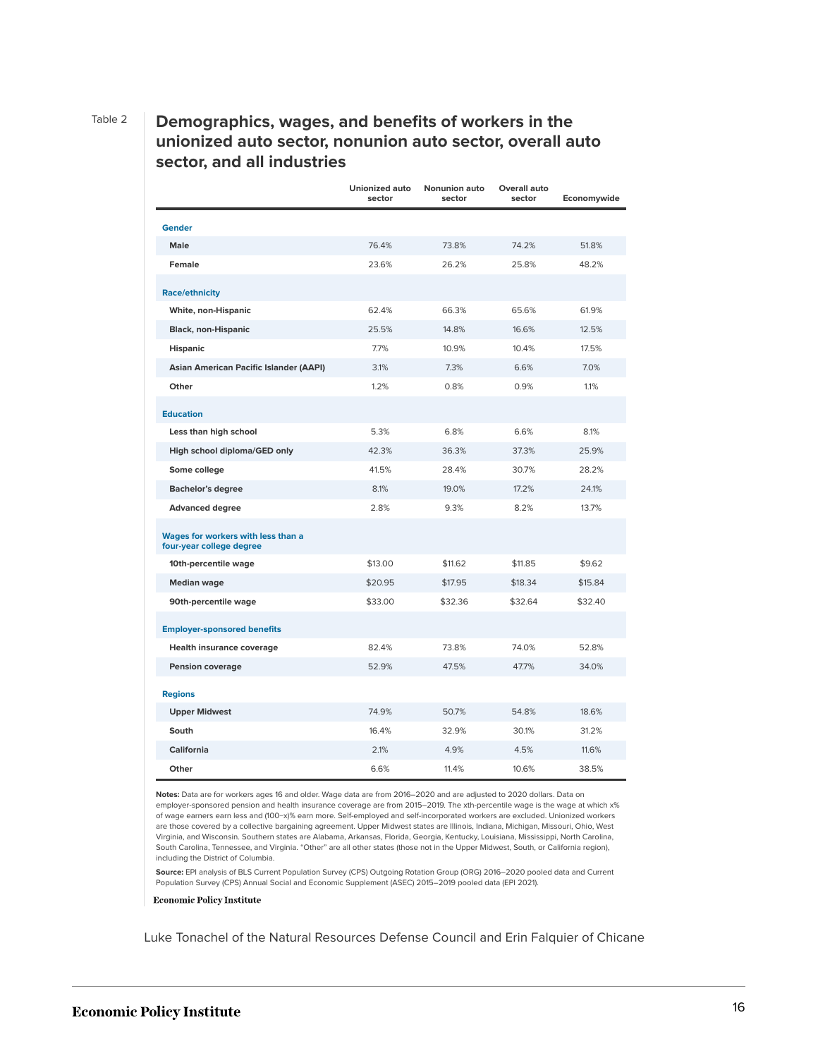Table 2

## Demographics, wages, and benefits of workers in the unionized auto sector, nonunion auto sector, overall auto sector, and all industries

| | Unionized auto sector | Nonunion auto sector | Overall auto sector | Economywide |
|---|---|---|---|---|
| **Gender** | | | | |
| **Male** | 76.4% | 73.8% | 74.2% | 51.8% |
| **Female** | 23.6% | 26.2% | 25.8% | 48.2% |
| **Race/ethnicity** | | | | |
| **White, non-Hispanic** | 62.4% | 66.3% | 65.6% | 61.9% |
| **Black, non-Hispanic** | 25.5% | 14.8% | 16.6% | 12.5% |
| **Hispanic** | 7.7% | 10.9% | 10.4% | 17.5% |
| **Asian American Pacific Islander (AAPI)** | 3.1% | 7.3% | 6.6% | 7.0% |
| **Other** | 1.2% | 0.8% | 0.9% | 1.1% |
| **Education** | | | | |
| **Less than high school** | 5.3% | 6.8% | 6.6% | 8.1% |
| **High school diploma/GED only** | 42.3% | 36.3% | 37.3% | 25.9% |
| **Some college** | 41.5% | 28.4% | 30.7% | 28.2% |
| **Bachelor's degree** | 8.1% | 19.0% | 17.2% | 24.1% |
| **Advanced degree** | 2.8% | 9.3% | 8.2% | 13.7% |
| **Wages for workers with less than a four-year college degree** | | | | |
| **10th-percentile wage** | $13.00 | $11.62 | $11.85 | $9.62 |
| **Median wage** | $20.95 | $17.95 | $18.34 | $15.84 |
| **90th-percentile wage** | $33.00 | $32.36 | $32.64 | $32.40 |
| **Employer-sponsored benefits** | | | | |
| **Health insurance coverage** | 82.4% | 73.8% | 74.0% | 52.8% |
| **Pension coverage** | 52.9% | 47.5% | 47.7% | 34.0% |
| **Regions** | | | | |
| **Upper Midwest** | 74.9% | 50.7% | 54.8% | 18.6% |
| **South** | 16.4% | 32.9% | 30.1% | 31.2% |
| **California** | 2.1% | 4.9% | 4.5% | 11.6% |
| **Other** | 6.6% | 11.4% | 10.6% | 38.5% |

**Notes:** Data are for workers ages 16 and older. Wage data are from 2016–2020 and are adjusted to 2020 dollars. Data on employer-sponsored pension and health insurance coverage are from 2015–2019. The xth-percentile wage is the wage at which x% of wage earners earn less and (100–x)% earn more. Self-employed and self-incorporated workers are excluded. Unionized workers are those covered by a collective bargaining agreement. Upper Midwest states are Illinois, Indiana, Michigan, Missouri, Ohio, West Virginia, and Wisconsin. Southern states are Alabama, Arkansas, Florida, Georgia, Kentucky, Louisiana, Mississippi, North Carolina, South Carolina, Tennessee, and Virginia. "Other" are all other states (those not in the Upper Midwest, South, or California region), including the District of Columbia.

**Source:** EPI analysis of BLS Current Population Survey (CPS) Outgoing Rotation Group (ORG) 2016–2020 pooled data and Current Population Survey (CPS) Annual Social and Economic Supplement (ASEC) 2015–2019 pooled data (EPI 2021).

Economic Policy Institute

Luke Tonachel of the Natural Resources Defense Council and Erin Falquier of Chicane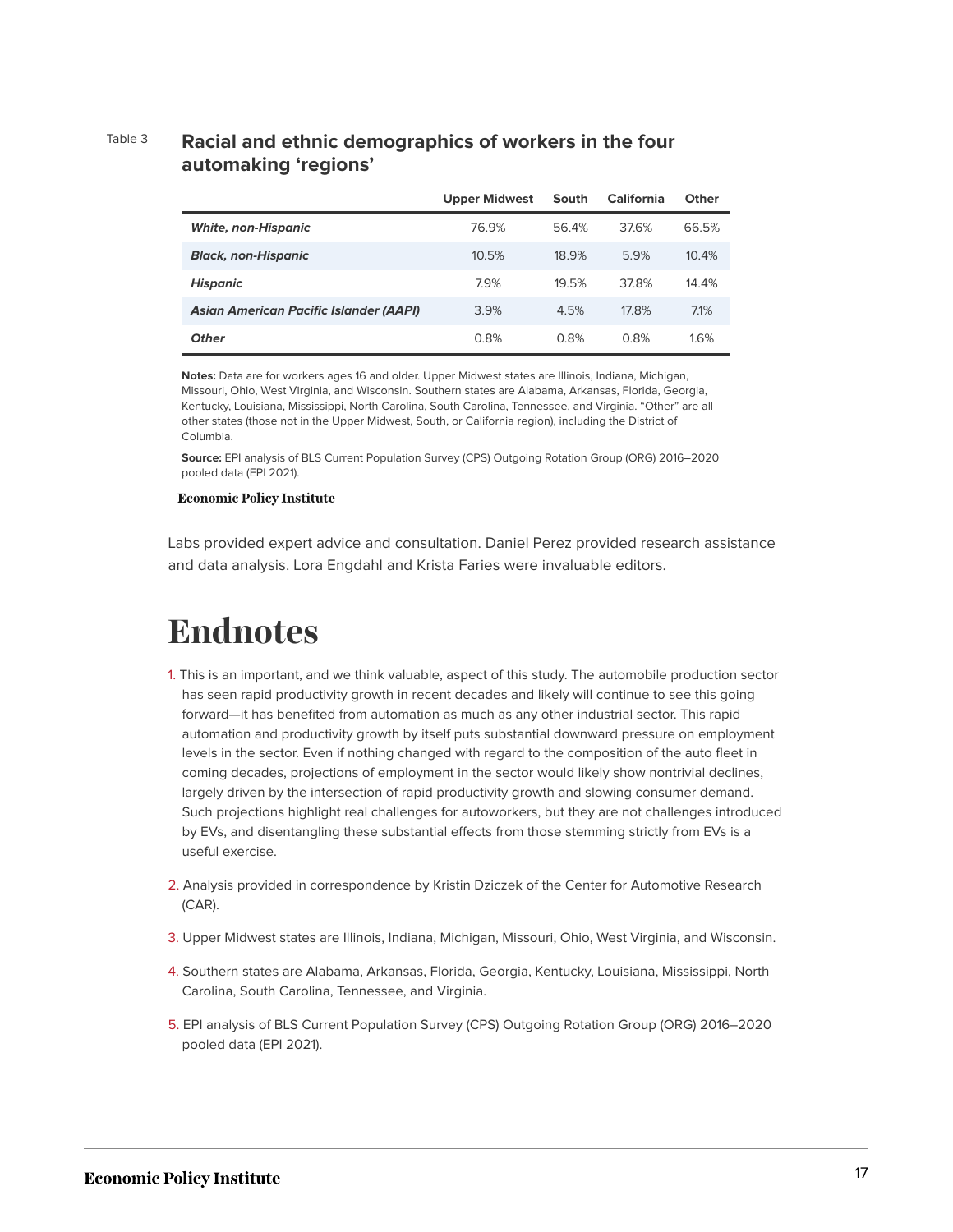Table 3

**Racial and ethnic demographics of workers in the four automaking 'regions'**

| | Upper Midwest | South | California | Other |
|---|---|---|---|---|
| ***White, non-Hispanic*** | 76.9% | 56.4% | 37.6% | 66.5% |
| ***Black, non-Hispanic*** | 10.5% | 18.9% | 5.9% | 10.4% |
| ***Hispanic*** | 7.9% | 19.5% | 37.8% | 14.4% |
| ***Asian American Pacific Islander (AAPI)*** | 3.9% | 4.5% | 17.8% | 7.1% |
| ***Other*** | 0.8% | 0.8% | 0.8% | 1.6% |

**Notes:** Data are for workers ages 16 and older. Upper Midwest states are Illinois, Indiana, Michigan, Missouri, Ohio, West Virginia, and Wisconsin. Southern states are Alabama, Arkansas, Florida, Georgia, Kentucky, Louisiana, Mississippi, North Carolina, South Carolina, Tennessee, and Virginia. "Other" are all other states (those not in the Upper Midwest, South, or California region), including the District of Columbia.

**Source:** EPI analysis of BLS Current Population Survey (CPS) Outgoing Rotation Group (ORG) 2016–2020 pooled data (EPI 2021).

**Economic Policy Institute**

Labs provided expert advice and consultation. Daniel Perez provided research assistance and data analysis. Lora Engdahl and Krista Faries were invaluable editors.

# Endnotes

1. This is an important, and we think valuable, aspect of this study. The automobile production sector has seen rapid productivity growth in recent decades and likely will continue to see this going forward—it has benefited from automation as much as any other industrial sector. This rapid automation and productivity growth by itself puts substantial downward pressure on employment levels in the sector. Even if nothing changed with regard to the composition of the auto fleet in coming decades, projections of employment in the sector would likely show nontrivial declines, largely driven by the intersection of rapid productivity growth and slowing consumer demand. Such projections highlight real challenges for autoworkers, but they are not challenges introduced by EVs, and disentangling these substantial effects from those stemming strictly from EVs is a useful exercise.

2. Analysis provided in correspondence by Kristin Dziczek of the Center for Automotive Research (CAR).

3. Upper Midwest states are Illinois, Indiana, Michigan, Missouri, Ohio, West Virginia, and Wisconsin.

4. Southern states are Alabama, Arkansas, Florida, Georgia, Kentucky, Louisiana, Mississippi, North Carolina, South Carolina, Tennessee, and Virginia.

5. EPI analysis of BLS Current Population Survey (CPS) Outgoing Rotation Group (ORG) 2016–2020 pooled data (EPI 2021).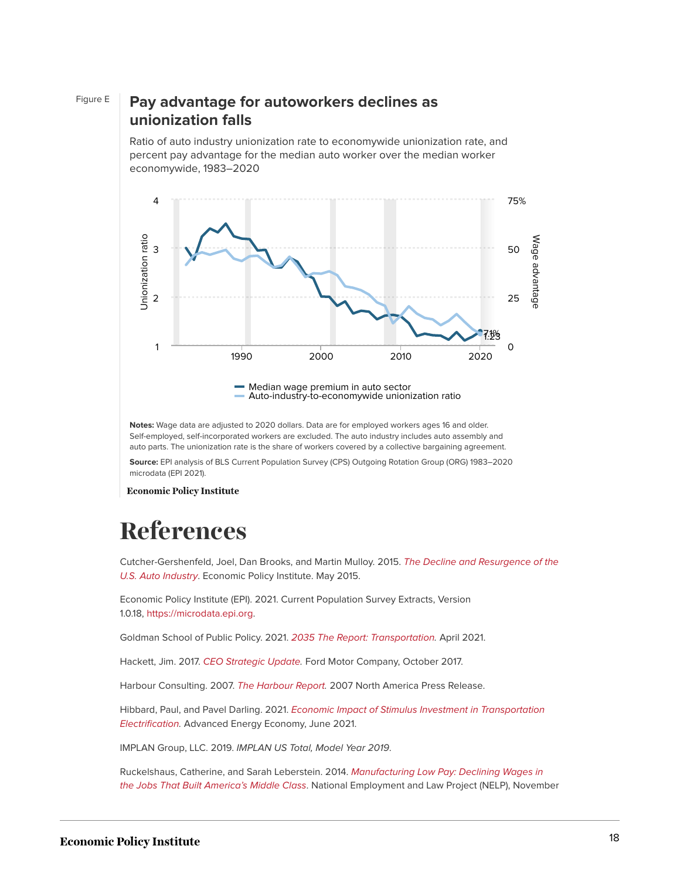Figure E

## Pay advantage for autoworkers declines as unionization falls

Ratio of auto industry unionization rate to economywide unionization rate, and percent pay advantage for the median auto worker over the median worker economywide, 1983–2020

Median wage premium in auto sector
Auto-industry-to-economywide unionization ratio

**Notes:** Wage data are adjusted to 2020 dollars. Data are for employed workers ages 16 and older. Self-employed, self-incorporated workers are excluded. The auto industry includes auto assembly and auto parts. The unionization rate is the share of workers covered by a collective bargaining agreement.

**Source:** EPI analysis of BLS Current Population Survey (CPS) Outgoing Rotation Group (ORG) 1983–2020 microdata (EPI 2021).

Economic Policy Institute

# References

Cutcher-Gershenfeld, Joel, Dan Brooks, and Martin Mulloy. 2015. *The Decline and Resurgence of the U.S. Auto Industry*. Economic Policy Institute. May 2015.

Economic Policy Institute (EPI). 2021. Current Population Survey Extracts, Version 1.0.18, https://microdata.epi.org.

Goldman School of Public Policy. 2021. *2035 The Report: Transportation.* April 2021.

Hackett, Jim. 2017. *CEO Strategic Update.* Ford Motor Company, October 2017.

Harbour Consulting. 2007. *The Harbour Report.* 2007 North America Press Release.

Hibbard, Paul, and Pavel Darling. 2021. *Economic Impact of Stimulus Investment in Transportation Electrification.* Advanced Energy Economy, June 2021.

IMPLAN Group, LLC. 2019. *IMPLAN US Total, Model Year 2019*.

Ruckelshaus, Catherine, and Sarah Leberstein. 2014. *Manufacturing Low Pay: Declining Wages in the Jobs That Built America's Middle Class*. National Employment and Law Project (NELP), November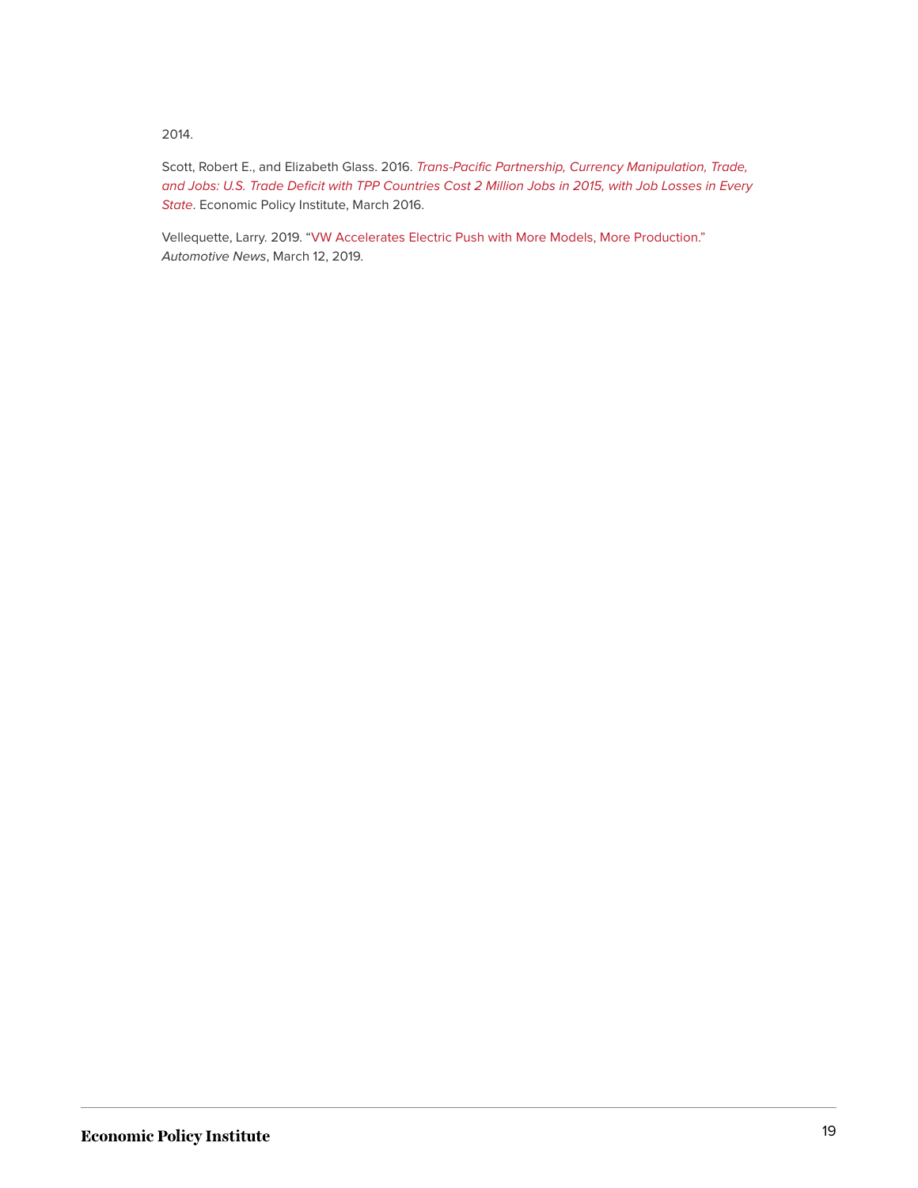2014.

Scott, Robert E., and Elizabeth Glass. 2016. *Trans-Pacific Partnership, Currency Manipulation, Trade, and Jobs: U.S. Trade Deficit with TPP Countries Cost 2 Million Jobs in 2015, with Job Losses in Every State*. Economic Policy Institute, March 2016.

Vellequette, Larry. 2019. "VW Accelerates Electric Push with More Models, More Production." *Automotive News*, March 12, 2019.